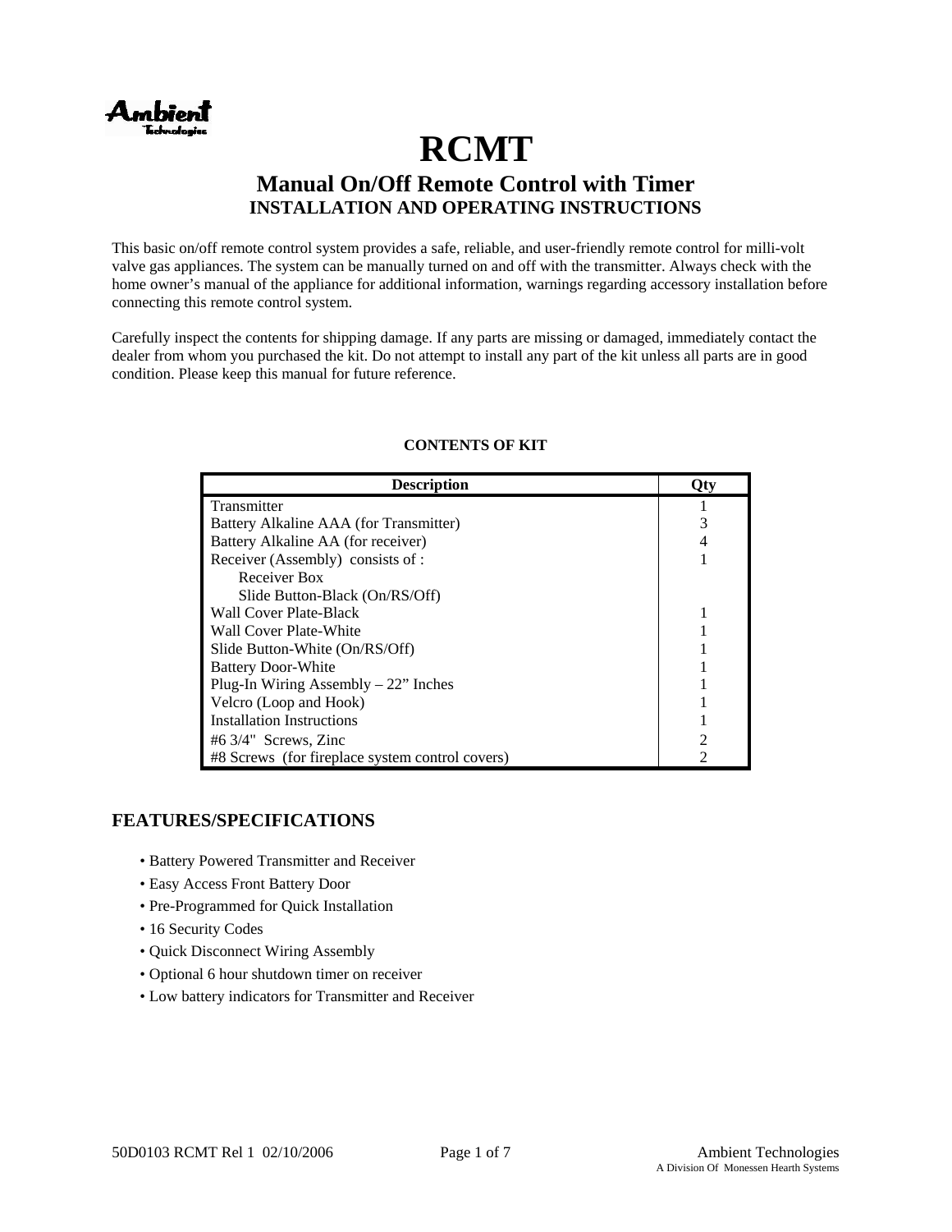Ambient Technologies

# RCMT

## Manual On/Off Remote Control with Timer

### INSTALLATION AND OPERATING INSTRUCTIONS

This basic on/off remote control system provides a safe, reliable, and user-friendly remote control for milli-volt valve gas appliances. The system can be manually turned on and off with the transmitter. Always check with the home owner's manual of the appliance for additional information, warnings regarding accessory installation before connecting this remote control system.

Carefully inspect the contents for shipping damage. If any parts are missing or damaged, immediately contact the dealer from whom you purchased the kit. Do not attempt to install any part of the kit unless all parts are in good condition. Please keep this manual for future reference.

**CONTENTS OF KIT**

| Description | Qty |
|---|---|
| Transmitter | 1 |
| Battery Alkaline AAA (for Transmitter) | 3 |
| Battery Alkaline AA (for receiver) | 4 |
| Receiver (Assembly) consists of : | 1 |
| Receiver Box | |
| Slide Button-Black (On/RS/Off) | |
| Wall Cover Plate-Black | 1 |
| Wall Cover Plate-White | 1 |
| Slide Button-White (On/RS/Off) | 1 |
| Battery Door-White | 1 |
| Plug-In Wiring Assembly – 22" Inches | 1 |
| Velcro (Loop and Hook) | 1 |
| Installation Instructions | 1 |
| #6 3/4" Screws, Zinc | 2 |
| #8 Screws (for fireplace system control covers) | 2 |

## FEATURES/SPECIFICATIONS

- Battery Powered Transmitter and Receiver
- Easy Access Front Battery Door
- Pre-Programmed for Quick Installation
- 16 Security Codes
- Quick Disconnect Wiring Assembly
- Optional 6 hour shutdown timer on receiver
- Low battery indicators for Transmitter and Receiver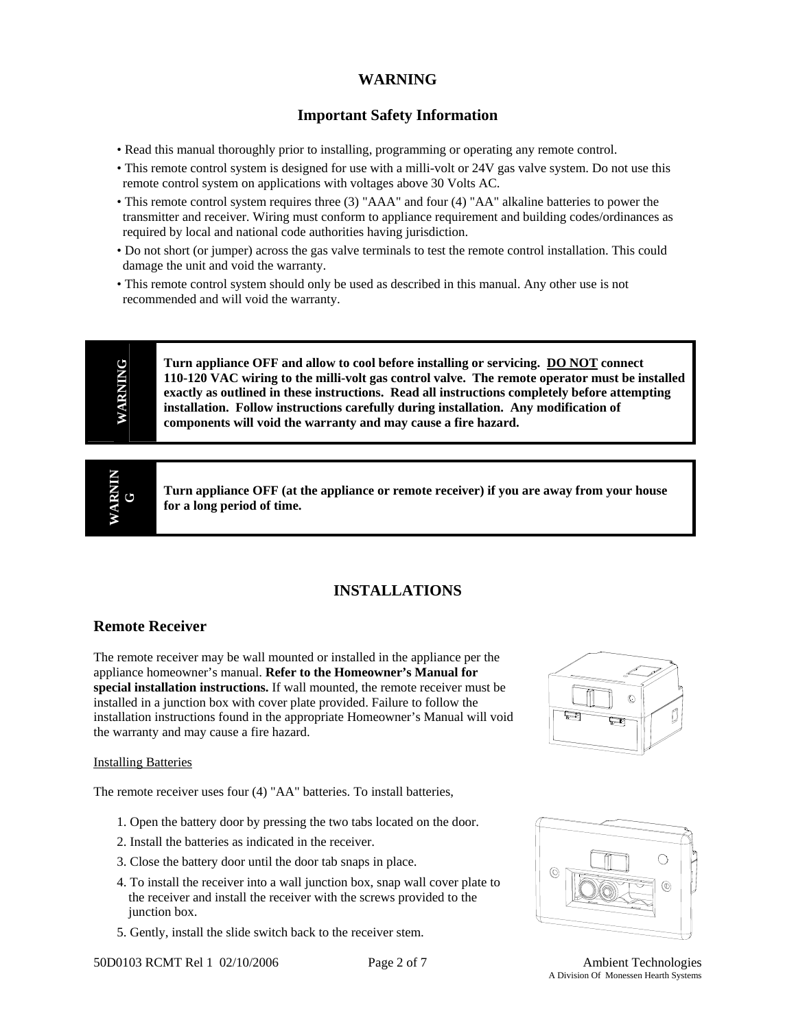# WARNING

## Important Safety Information

- Read this manual thoroughly prior to installing, programming or operating any remote control.
- This remote control system is designed for use with a milli-volt or 24V gas valve system. Do not use this remote control system on applications with voltages above 30 Volts AC.
- This remote control system requires three (3) "AAA" and four (4) "AA" alkaline batteries to power the transmitter and receiver. Wiring must conform to appliance requirement and building codes/ordinances as required by local and national code authorities having jurisdiction.
- Do not short (or jumper) across the gas valve terminals to test the remote control installation. This could damage the unit and void the warranty.
- This remote control system should only be used as described in this manual. Any other use is not recommended and will void the warranty.

| WARNING | **Turn appliance OFF and allow to cool before installing or servicing. DO NOT connect 110-120 VAC wiring to the milli-volt gas control valve. The remote operator must be installed exactly as outlined in these instructions. Read all instructions completely before attempting installation. Follow instructions carefully during installation. Any modification of components will void the warranty and may cause a fire hazard.** |
|---|---|

| WARNING | **Turn appliance OFF (at the appliance or remote receiver) if you are away from your house for a long period of time.** |
|---|---|

# INSTALLATIONS

## Remote Receiver

The remote receiver may be wall mounted or installed in the appliance per the appliance homeowner's manual. **Refer to the Homeowner's Manual for special installation instructions.** If wall mounted, the remote receiver must be installed in a junction box with cover plate provided. Failure to follow the installation instructions found in the appropriate Homeowner's Manual will void the warranty and may cause a fire hazard.

Installing Batteries

The remote receiver uses four (4) "AA" batteries. To install batteries,

1. Open the battery door by pressing the two tabs located on the door.
2. Install the batteries as indicated in the receiver.
3. Close the battery door until the door tab snaps in place.
4. To install the receiver into a wall junction box, snap wall cover plate to the receiver and install the receiver with the screws provided to the junction box.
5. Gently, install the slide switch back to the receiver stem.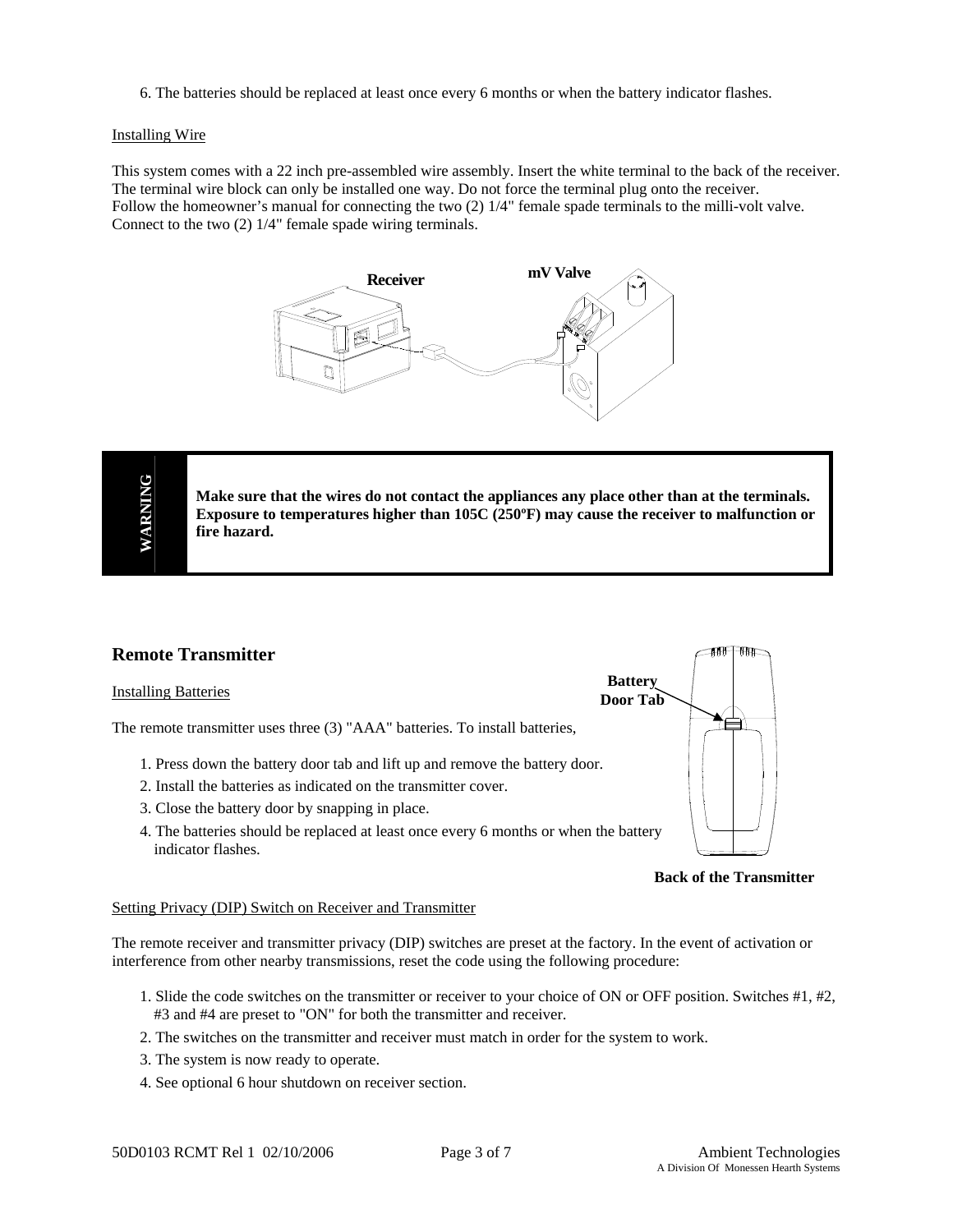6. The batteries should be replaced at least once every 6 months or when the battery indicator flashes.

Installing Wire

This system comes with a 22 inch pre-assembled wire assembly. Insert the white terminal to the back of the receiver. The terminal wire block can only be installed one way. Do not force the terminal plug onto the receiver.
Follow the homeowner's manual for connecting the two (2) 1/4" female spade terminals to the milli-volt valve.
Connect to the two (2) 1/4" female spade wiring terminals.

Receiver mV Valve

| WARNING | **Make sure that the wires do not contact the appliances any place other than at the terminals. Exposure to temperatures higher than 105C (250ºF) may cause the receiver to malfunction or fire hazard.** |
|---|---|

## Remote Transmitter

Installing Batteries

The remote transmitter uses three (3) "AAA" batteries. To install batteries,

1. Press down the battery door tab and lift up and remove the battery door.
2. Install the batteries as indicated on the transmitter cover.
3. Close the battery door by snapping in place.
4. The batteries should be replaced at least once every 6 months or when the battery indicator flashes.

**Battery Door Tab**

**Back of the Transmitter**

Setting Privacy (DIP) Switch on Receiver and Transmitter

The remote receiver and transmitter privacy (DIP) switches are preset at the factory. In the event of activation or interference from other nearby transmissions, reset the code using the following procedure:

1. Slide the code switches on the transmitter or receiver to your choice of ON or OFF position. Switches #1, #2, #3 and #4 are preset to "ON" for both the transmitter and receiver.
2. The switches on the transmitter and receiver must match in order for the system to work.
3. The system is now ready to operate.
4. See optional 6 hour shutdown on receiver section.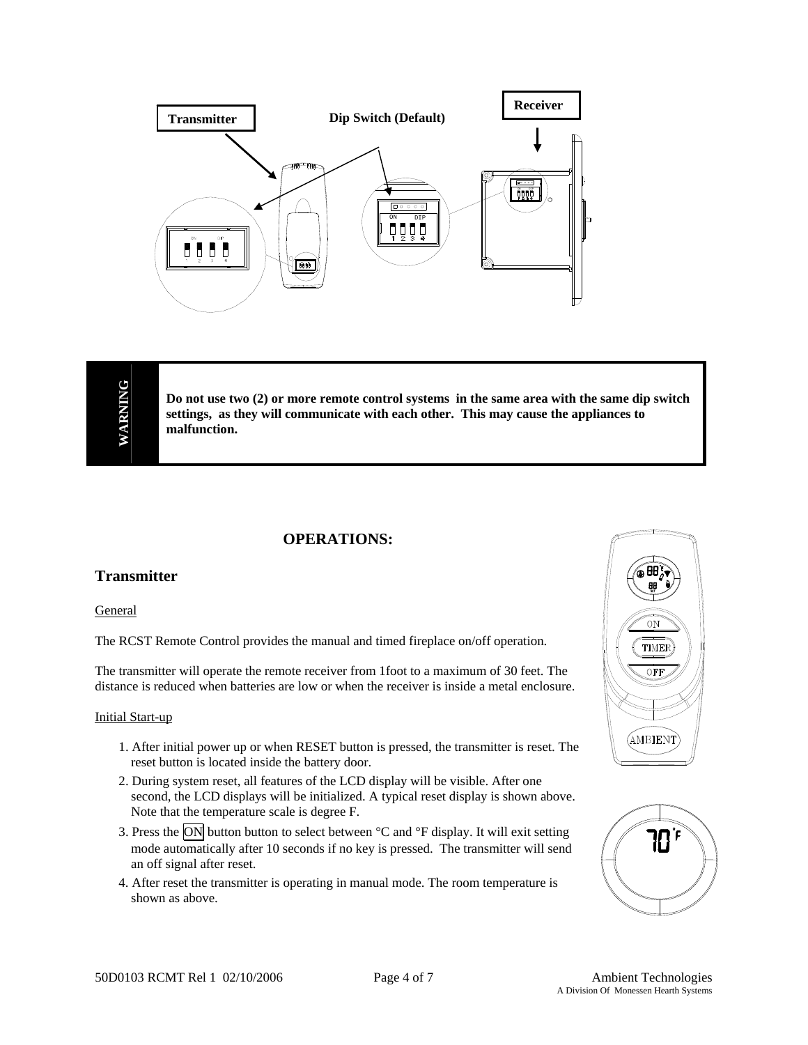Transmitter

Dip Switch (Default)

Receiver

**WARNING**

**Do not use two (2) or more remote control systems in the same area with the same dip switch settings, as they will communicate with each other. This may cause the appliances to malfunction.**

# OPERATIONS:

## Transmitter

General

The RCST Remote Control provides the manual and timed fireplace on/off operation.

The transmitter will operate the remote receiver from 1foot to a maximum of 30 feet. The distance is reduced when batteries are low or when the receiver is inside a metal enclosure.

Initial Start-up

1. After initial power up or when RESET button is pressed, the transmitter is reset. The reset button is located inside the battery door.
2. During system reset, all features of the LCD display will be visible. After one second, the LCD displays will be initialized. A typical reset display is shown above. Note that the temperature scale is degree F.
3. Press the ON button button to select between °C and °F display. It will exit setting mode automatically after 10 seconds if no key is pressed. The transmitter will send an off signal after reset.
4. After reset the transmitter is operating in manual mode. The room temperature is shown as above.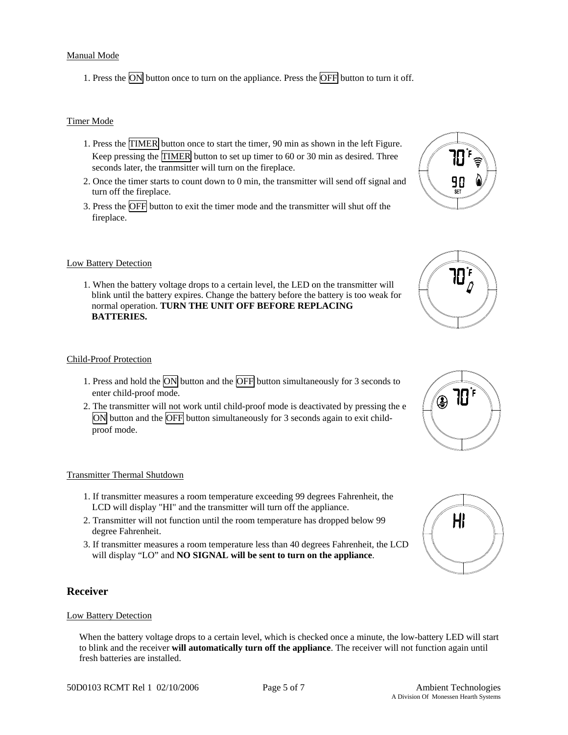Manual Mode

1. Press the ON button once to turn on the appliance. Press the OFF button to turn it off.

Timer Mode

1. Press the TIMER button once to start the timer, 90 min as shown in the left Figure. Keep pressing the TIMER button to set up timer to 60 or 30 min as desired. Three seconds later, the tranmsitter will turn on the fireplace.
2. Once the timer starts to count down to 0 min, the transmitter will send off signal and turn off the fireplace.
3. Press the OFF button to exit the timer mode and the transmitter will shut off the fireplace.

Low Battery Detection

1. When the battery voltage drops to a certain level, the LED on the transmitter will blink until the battery expires. Change the battery before the battery is too weak for normal operation. **TURN THE UNIT OFF BEFORE REPLACING BATTERIES.**

Child-Proof Protection

1. Press and hold the ON button and the OFF button simultaneously for 3 seconds to enter child-proof mode.
2. The transmitter will not work until child-proof mode is deactivated by pressing the e ON button and the OFF button simultaneously for 3 seconds again to exit child-proof mode.

Transmitter Thermal Shutdown

1. If transmitter measures a room temperature exceeding 99 degrees Fahrenheit, the LCD will display "HI" and the transmitter will turn off the appliance.
2. Transmitter will not function until the room temperature has dropped below 99 degree Fahrenheit.
3. If transmitter measures a room temperature less than 40 degrees Fahrenheit, the LCD will display "LO" and **NO SIGNAL will be sent to turn on the appliance**.

## Receiver

Low Battery Detection

When the battery voltage drops to a certain level, which is checked once a minute, the low-battery LED will start to blink and the receiver **will automatically turn off the appliance**. The receiver will not function again until fresh batteries are installed.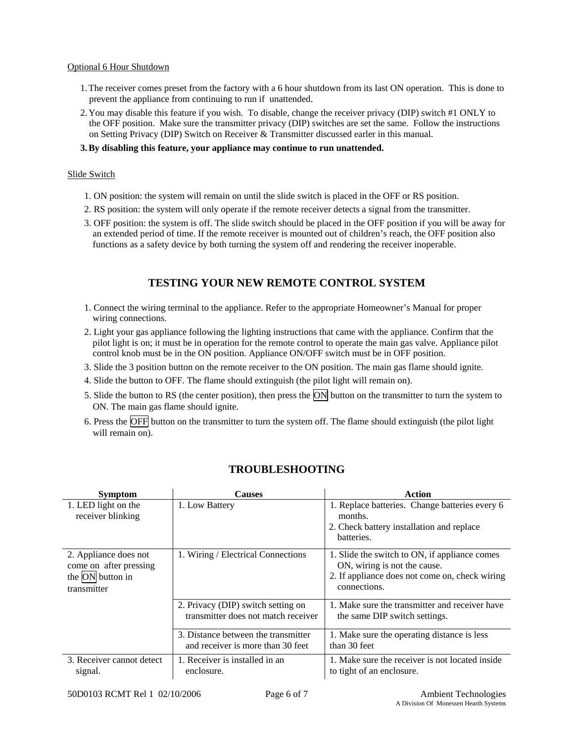Optional 6 Hour Shutdown

1. The receiver comes preset from the factory with a 6 hour shutdown from its last ON operation. This is done to prevent the appliance from continuing to run if unattended.
2. You may disable this feature if you wish. To disable, change the receiver privacy (DIP) switch #1 ONLY to the OFF position. Make sure the transmitter privacy (DIP) switches are set the same. Follow the instructions on Setting Privacy (DIP) Switch on Receiver & Transmitter discussed earler in this manual.
3. **By disabling this feature, your appliance may continue to run unattended.**

Slide Switch

1. ON position: the system will remain on until the slide switch is placed in the OFF or RS position.
2. RS position: the system will only operate if the remote receiver detects a signal from the transmitter.
3. OFF position: the system is off. The slide switch should be placed in the OFF position if you will be away for an extended period of time. If the remote receiver is mounted out of children's reach, the OFF position also functions as a safety device by both turning the system off and rendering the receiver inoperable.

## TESTING YOUR NEW REMOTE CONTROL SYSTEM

1. Connect the wiring terminal to the appliance. Refer to the appropriate Homeowner's Manual for proper wiring connections.
2. Light your gas appliance following the lighting instructions that came with the appliance. Confirm that the pilot light is on; it must be in operation for the remote control to operate the main gas valve. Appliance pilot control knob must be in the ON position. Appliance ON/OFF switch must be in OFF position.
3. Slide the 3 position button on the remote receiver to the ON position. The main gas flame should ignite.
4. Slide the button to OFF. The flame should extinguish (the pilot light will remain on).
5. Slide the button to RS (the center position), then press the ON button on the transmitter to turn the system to ON. The main gas flame should ignite.
6. Press the OFF button on the transmitter to turn the system off. The flame should extinguish (the pilot light will remain on).

## TROUBLESHOOTING

| Symptom | Causes | Action |
|---|---|---|
| 1. LED light on the receiver blinking | 1. Low Battery | 1. Replace batteries. Change batteries every 6 months.<br>2. Check battery installation and replace batteries. |
| 2. Appliance does not come on after pressing the ON button in transmitter | 1. Wiring / Electrical Connections | 1. Slide the switch to ON, if appliance comes ON, wiring is not the cause.<br>2. If appliance does not come on, check wiring connections. |
| | 2. Privacy (DIP) switch setting on transmitter does not match receiver | 1. Make sure the transmitter and receiver have the same DIP switch settings. |
| | 3. Distance between the transmitter and receiver is more than 30 feet | 1. Make sure the operating distance is less than 30 feet |
| 3. Receiver cannot detect signal. | 1. Receiver is installed in an enclosure. | 1. Make sure the receiver is not located inside to tight of an enclosure. |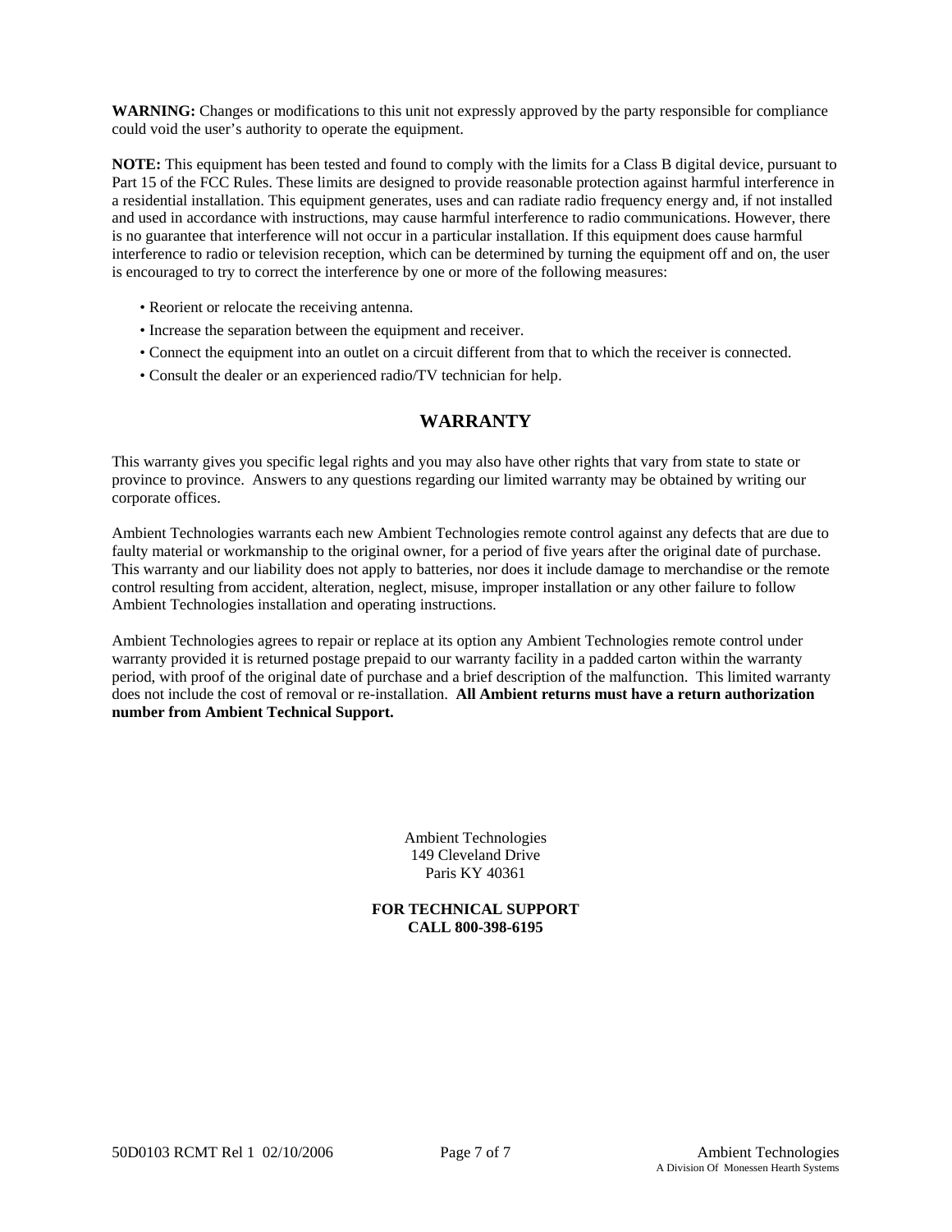**WARNING:** Changes or modifications to this unit not expressly approved by the party responsible for compliance could void the user's authority to operate the equipment.

**NOTE:** This equipment has been tested and found to comply with the limits for a Class B digital device, pursuant to Part 15 of the FCC Rules. These limits are designed to provide reasonable protection against harmful interference in a residential installation. This equipment generates, uses and can radiate radio frequency energy and, if not installed and used in accordance with instructions, may cause harmful interference to radio communications. However, there is no guarantee that interference will not occur in a particular installation. If this equipment does cause harmful interference to radio or television reception, which can be determined by turning the equipment off and on, the user is encouraged to try to correct the interference by one or more of the following measures:

- Reorient or relocate the receiving antenna.
- Increase the separation between the equipment and receiver.
- Connect the equipment into an outlet on a circuit different from that to which the receiver is connected.
- Consult the dealer or an experienced radio/TV technician for help.

## WARRANTY

This warranty gives you specific legal rights and you may also have other rights that vary from state to state or province to province. Answers to any questions regarding our limited warranty may be obtained by writing our corporate offices.

Ambient Technologies warrants each new Ambient Technologies remote control against any defects that are due to faulty material or workmanship to the original owner, for a period of five years after the original date of purchase. This warranty and our liability does not apply to batteries, nor does it include damage to merchandise or the remote control resulting from accident, alteration, neglect, misuse, improper installation or any other failure to follow Ambient Technologies installation and operating instructions.

Ambient Technologies agrees to repair or replace at its option any Ambient Technologies remote control under warranty provided it is returned postage prepaid to our warranty facility in a padded carton within the warranty period, with proof of the original date of purchase and a brief description of the malfunction. This limited warranty does not include the cost of removal or re-installation. **All Ambient returns must have a return authorization number from Ambient Technical Support.**

Ambient Technologies
149 Cleveland Drive
Paris KY 40361

**FOR TECHNICAL SUPPORT**
**CALL 800-398-6195**